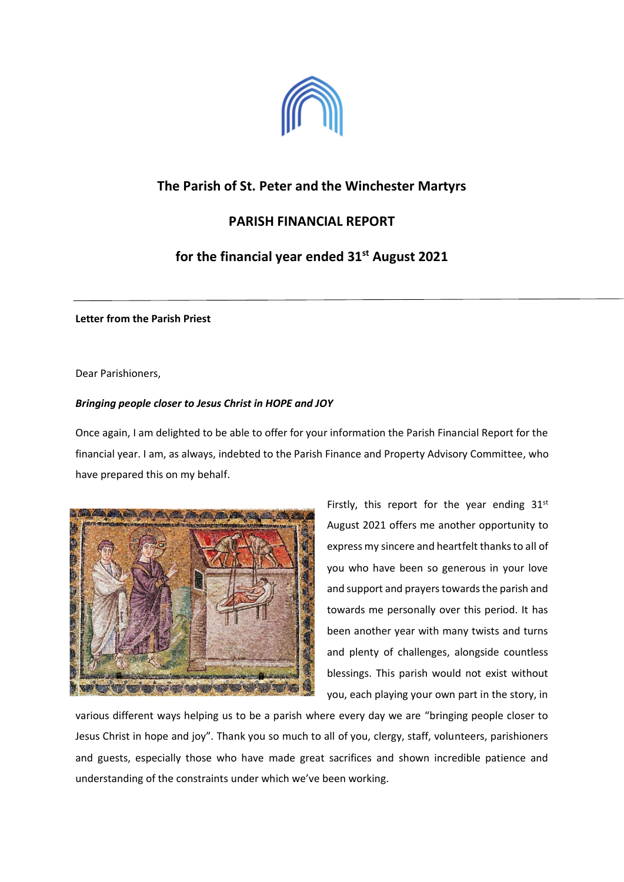# The Parish of St. Peter and the Winchester Martyrs

## PARISH FINANCIAL REPORT

## for the financial year ended 31st August 2021

---

**Letter from the Parish Priest**

Dear Parishioners,

***Bringing people closer to Jesus Christ in HOPE and JOY***

Once again, I am delighted to be able to offer for your information the Parish Financial Report for the financial year. I am, as always, indebted to the Parish Finance and Property Advisory Committee, who have prepared this on my behalf.

Firstly, this report for the year ending 31st August 2021 offers me another opportunity to express my sincere and heartfelt thanks to all of you who have been so generous in your love and support and prayers towards the parish and towards me personally over this period. It has been another year with many twists and turns and plenty of challenges, alongside countless blessings. This parish would not exist without you, each playing your own part in the story, in various different ways helping us to be a parish where every day we are "bringing people closer to Jesus Christ in hope and joy". Thank you so much to all of you, clergy, staff, volunteers, parishioners and guests, especially those who have made great sacrifices and shown incredible patience and understanding of the constraints under which we've been working.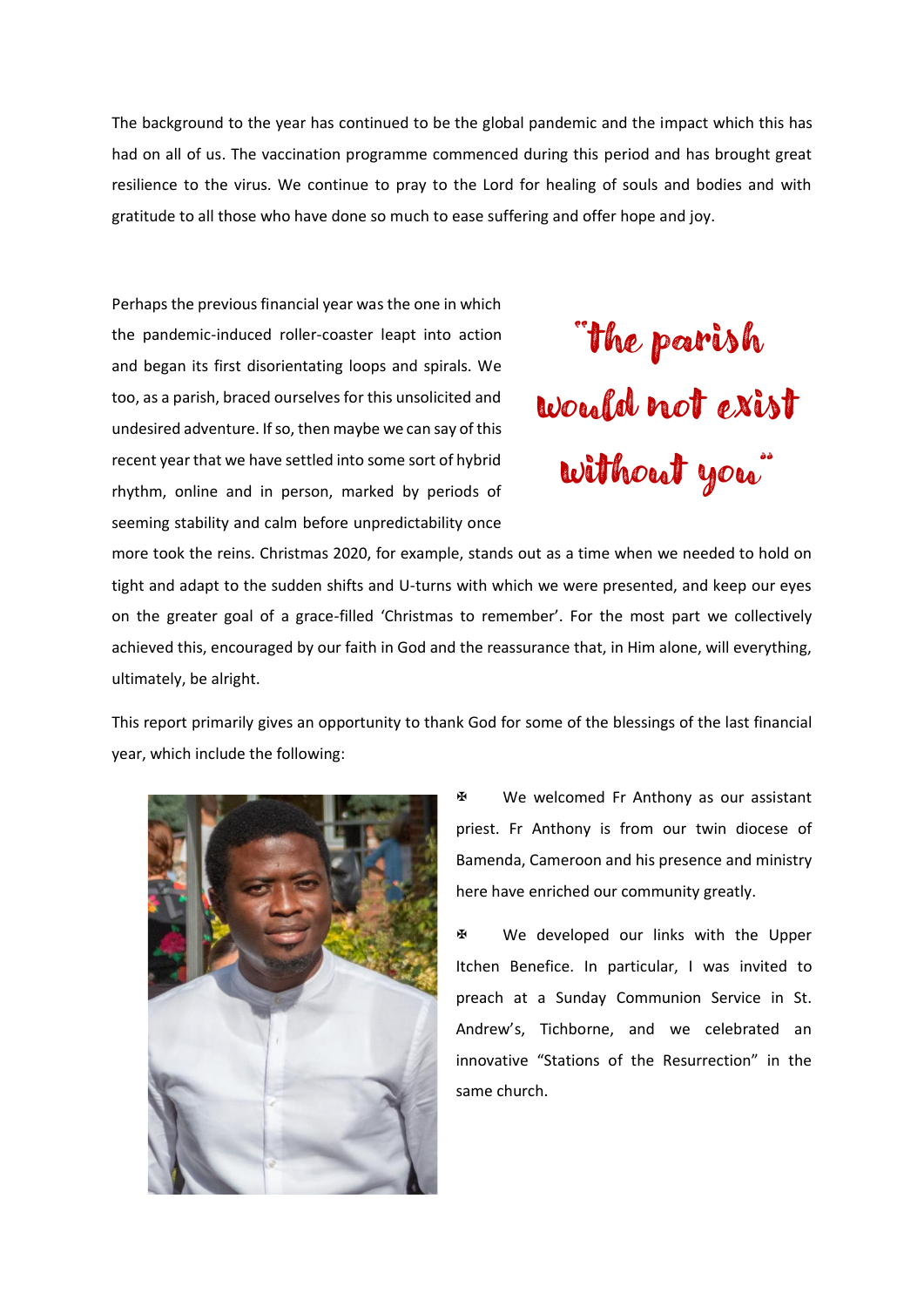The background to the year has continued to be the global pandemic and the impact which this has had on all of us. The vaccination programme commenced during this period and has brought great resilience to the virus. We continue to pray to the Lord for healing of souls and bodies and with gratitude to all those who have done so much to ease suffering and offer hope and joy.

> "the parish would not exist without you"

Perhaps the previous financial year was the one in which the pandemic-induced roller-coaster leapt into action and began its first disorientating loops and spirals. We too, as a parish, braced ourselves for this unsolicited and undesired adventure. If so, then maybe we can say of this recent year that we have settled into some sort of hybrid rhythm, online and in person, marked by periods of seeming stability and calm before unpredictability once more took the reins. Christmas 2020, for example, stands out as a time when we needed to hold on tight and adapt to the sudden shifts and U-turns with which we were presented, and keep our eyes on the greater goal of a grace-filled 'Christmas to remember'. For the most part we collectively achieved this, encouraged by our faith in God and the reassurance that, in Him alone, will everything, ultimately, be alright.

This report primarily gives an opportunity to thank God for some of the blessings of the last financial year, which include the following:

- ✠ We welcomed Fr Anthony as our assistant priest. Fr Anthony is from our twin diocese of Bamenda, Cameroon and his presence and ministry here have enriched our community greatly.
- ✠ We developed our links with the Upper Itchen Benefice. In particular, I was invited to preach at a Sunday Communion Service in St. Andrew's, Tichborne, and we celebrated an innovative "Stations of the Resurrection" in the same church.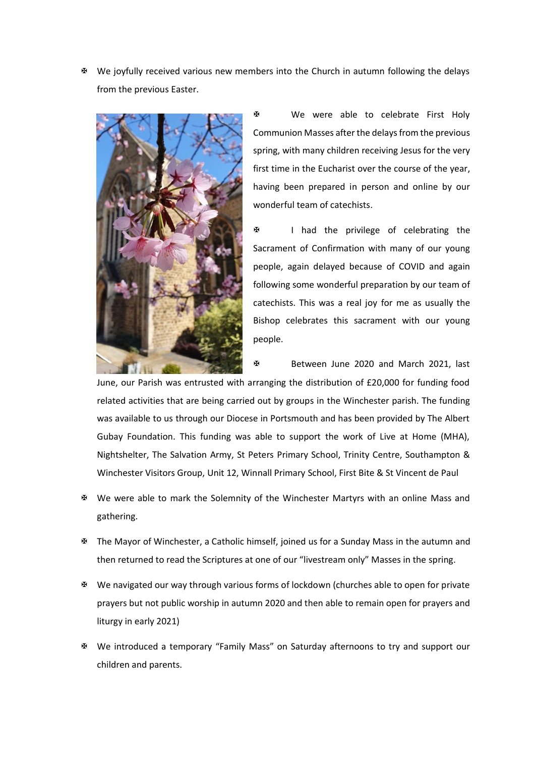- We joyfully received various new members into the Church in autumn following the delays from the previous Easter.

- We were able to celebrate First Holy Communion Masses after the delays from the previous spring, with many children receiving Jesus for the very first time in the Eucharist over the course of the year, having been prepared in person and online by our wonderful team of catechists.

- I had the privilege of celebrating the Sacrament of Confirmation with many of our young people, again delayed because of COVID and again following some wonderful preparation by our team of catechists. This was a real joy for me as usually the Bishop celebrates this sacrament with our young people.

- Between June 2020 and March 2021, last June, our Parish was entrusted with arranging the distribution of £20,000 for funding food related activities that are being carried out by groups in the Winchester parish. The funding was available to us through our Diocese in Portsmouth and has been provided by The Albert Gubay Foundation. This funding was able to support the work of Live at Home (MHA), Nightshelter, The Salvation Army, St Peters Primary School, Trinity Centre, Southampton & Winchester Visitors Group, Unit 12, Winnall Primary School, First Bite & St Vincent de Paul

- We were able to mark the Solemnity of the Winchester Martyrs with an online Mass and gathering.

- The Mayor of Winchester, a Catholic himself, joined us for a Sunday Mass in the autumn and then returned to read the Scriptures at one of our "livestream only" Masses in the spring.

- We navigated our way through various forms of lockdown (churches able to open for private prayers but not public worship in autumn 2020 and then able to remain open for prayers and liturgy in early 2021)

- We introduced a temporary "Family Mass" on Saturday afternoons to try and support our children and parents.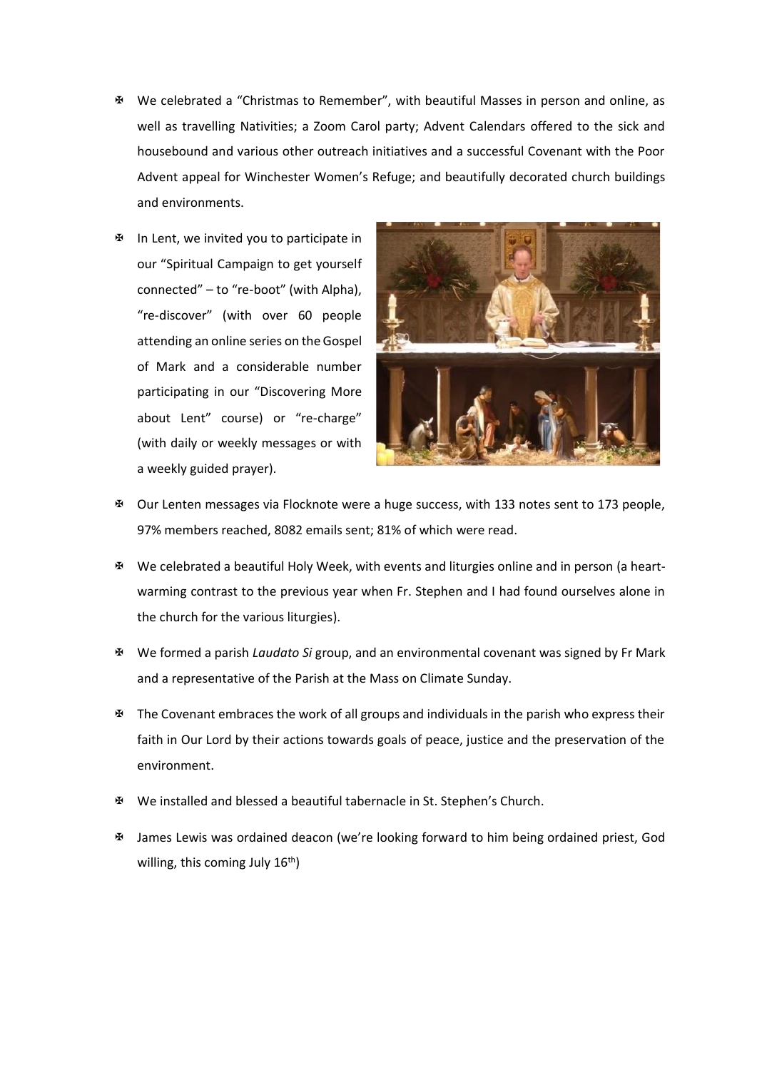- We celebrated a "Christmas to Remember", with beautiful Masses in person and online, as well as travelling Nativities; a Zoom Carol party; Advent Calendars offered to the sick and housebound and various other outreach initiatives and a successful Covenant with the Poor Advent appeal for Winchester Women's Refuge; and beautifully decorated church buildings and environments.

- In Lent, we invited you to participate in our "Spiritual Campaign to get yourself connected" – to "re-boot" (with Alpha), "re-discover" (with over 60 people attending an online series on the Gospel of Mark and a considerable number participating in our "Discovering More about Lent" course) or "re-charge" (with daily or weekly messages or with a weekly guided prayer).

- Our Lenten messages via Flocknote were a huge success, with 133 notes sent to 173 people, 97% members reached, 8082 emails sent; 81% of which were read.

- We celebrated a beautiful Holy Week, with events and liturgies online and in person (a heart-warming contrast to the previous year when Fr. Stephen and I had found ourselves alone in the church for the various liturgies).

- We formed a parish *Laudato Si* group, and an environmental covenant was signed by Fr Mark and a representative of the Parish at the Mass on Climate Sunday.

- The Covenant embraces the work of all groups and individuals in the parish who express their faith in Our Lord by their actions towards goals of peace, justice and the preservation of the environment.

- We installed and blessed a beautiful tabernacle in St. Stephen's Church.

- James Lewis was ordained deacon (we're looking forward to him being ordained priest, God willing, this coming July 16th)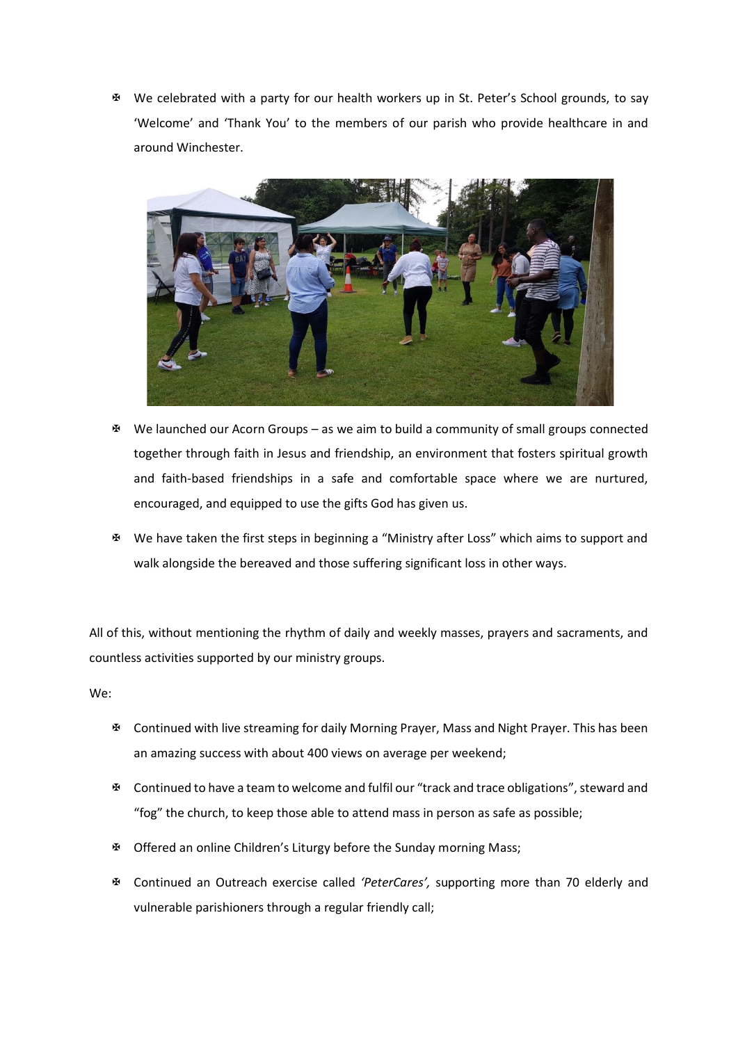- We celebrated with a party for our health workers up in St. Peter's School grounds, to say 'Welcome' and 'Thank You' to the members of our parish who provide healthcare in and around Winchester.

- We launched our Acorn Groups – as we aim to build a community of small groups connected together through faith in Jesus and friendship, an environment that fosters spiritual growth and faith-based friendships in a safe and comfortable space where we are nurtured, encouraged, and equipped to use the gifts God has given us.

- We have taken the first steps in beginning a "Ministry after Loss" which aims to support and walk alongside the bereaved and those suffering significant loss in other ways.

All of this, without mentioning the rhythm of daily and weekly masses, prayers and sacraments, and countless activities supported by our ministry groups.

We:

- Continued with live streaming for daily Morning Prayer, Mass and Night Prayer. This has been an amazing success with about 400 views on average per weekend;

- Continued to have a team to welcome and fulfil our "track and trace obligations", steward and "fog" the church, to keep those able to attend mass in person as safe as possible;

- Offered an online Children's Liturgy before the Sunday morning Mass;

- Continued an Outreach exercise called *'PeterCares',* supporting more than 70 elderly and vulnerable parishioners through a regular friendly call;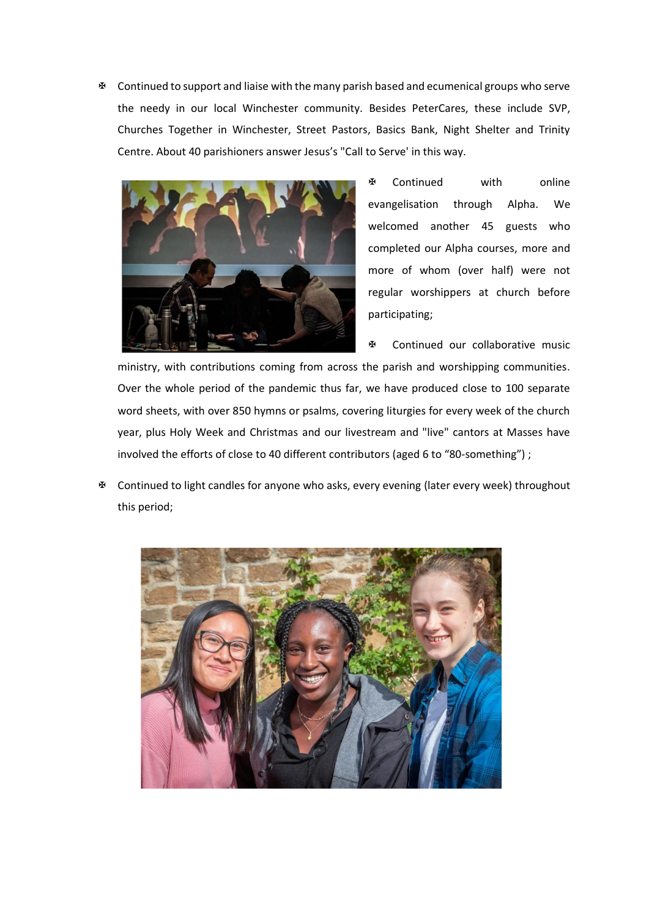- Continued to support and liaise with the many parish based and ecumenical groups who serve the needy in our local Winchester community. Besides PeterCares, these include SVP, Churches Together in Winchester, Street Pastors, Basics Bank, Night Shelter and Trinity Centre. About 40 parishioners answer Jesus's "Call to Serve' in this way.
- Continued with online evangelisation through Alpha. We welcomed another 45 guests who completed our Alpha courses, more and more of whom (over half) were not regular worshippers at church before participating;
- Continued our collaborative music ministry, with contributions coming from across the parish and worshipping communities. Over the whole period of the pandemic thus far, we have produced close to 100 separate word sheets, with over 850 hymns or psalms, covering liturgies for every week of the church year, plus Holy Week and Christmas and our livestream and "live" cantors at Masses have involved the efforts of close to 40 different contributors (aged 6 to "80-something") ;
- Continued to light candles for anyone who asks, every evening (later every week) throughout this period;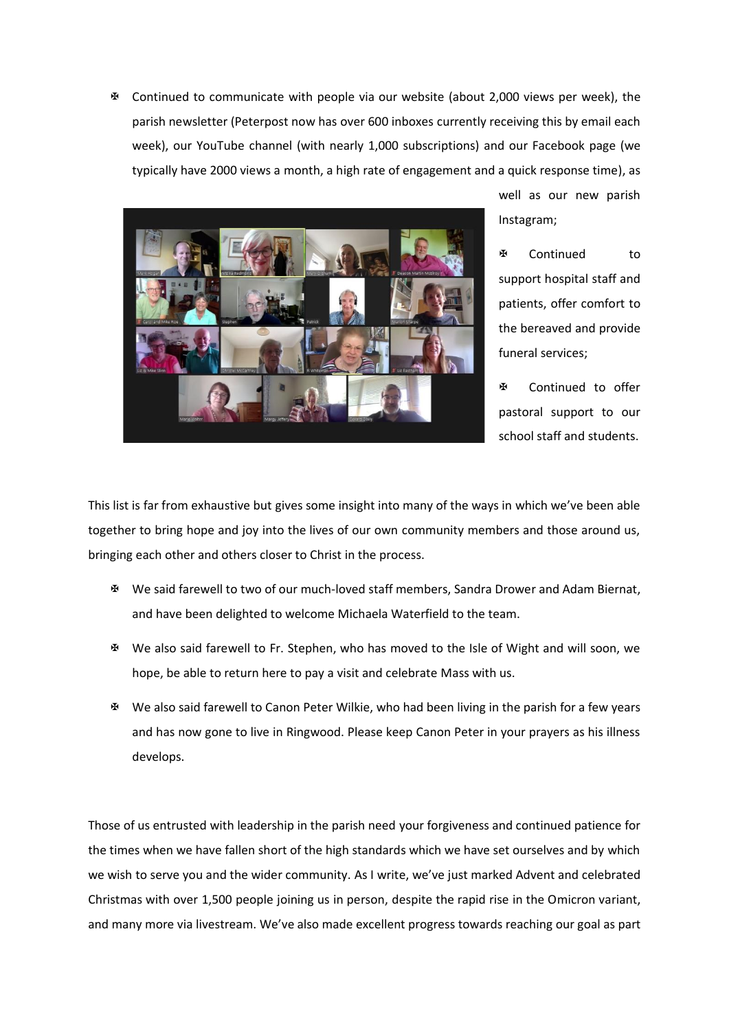- ✠ Continued to communicate with people via our website (about 2,000 views per week), the parish newsletter (Peterpost now has over 600 inboxes currently receiving this by email each week), our YouTube channel (with nearly 1,000 subscriptions) and our Facebook page (we typically have 2000 views a month, a high rate of engagement and a quick response time), as well as our new parish Instagram;
- ✠ Continued to support hospital staff and patients, offer comfort to the bereaved and provide funeral services;
- ✠ Continued to offer pastoral support to our school staff and students.

This list is far from exhaustive but gives some insight into many of the ways in which we've been able together to bring hope and joy into the lives of our own community members and those around us, bringing each other and others closer to Christ in the process.

- ✠ We said farewell to two of our much-loved staff members, Sandra Drower and Adam Biernat, and have been delighted to welcome Michaela Waterfield to the team.
- ✠ We also said farewell to Fr. Stephen, who has moved to the Isle of Wight and will soon, we hope, be able to return here to pay a visit and celebrate Mass with us.
- ✠ We also said farewell to Canon Peter Wilkie, who had been living in the parish for a few years and has now gone to live in Ringwood. Please keep Canon Peter in your prayers as his illness develops.

Those of us entrusted with leadership in the parish need your forgiveness and continued patience for the times when we have fallen short of the high standards which we have set ourselves and by which we wish to serve you and the wider community. As I write, we've just marked Advent and celebrated Christmas with over 1,500 people joining us in person, despite the rapid rise in the Omicron variant, and many more via livestream. We've also made excellent progress towards reaching our goal as part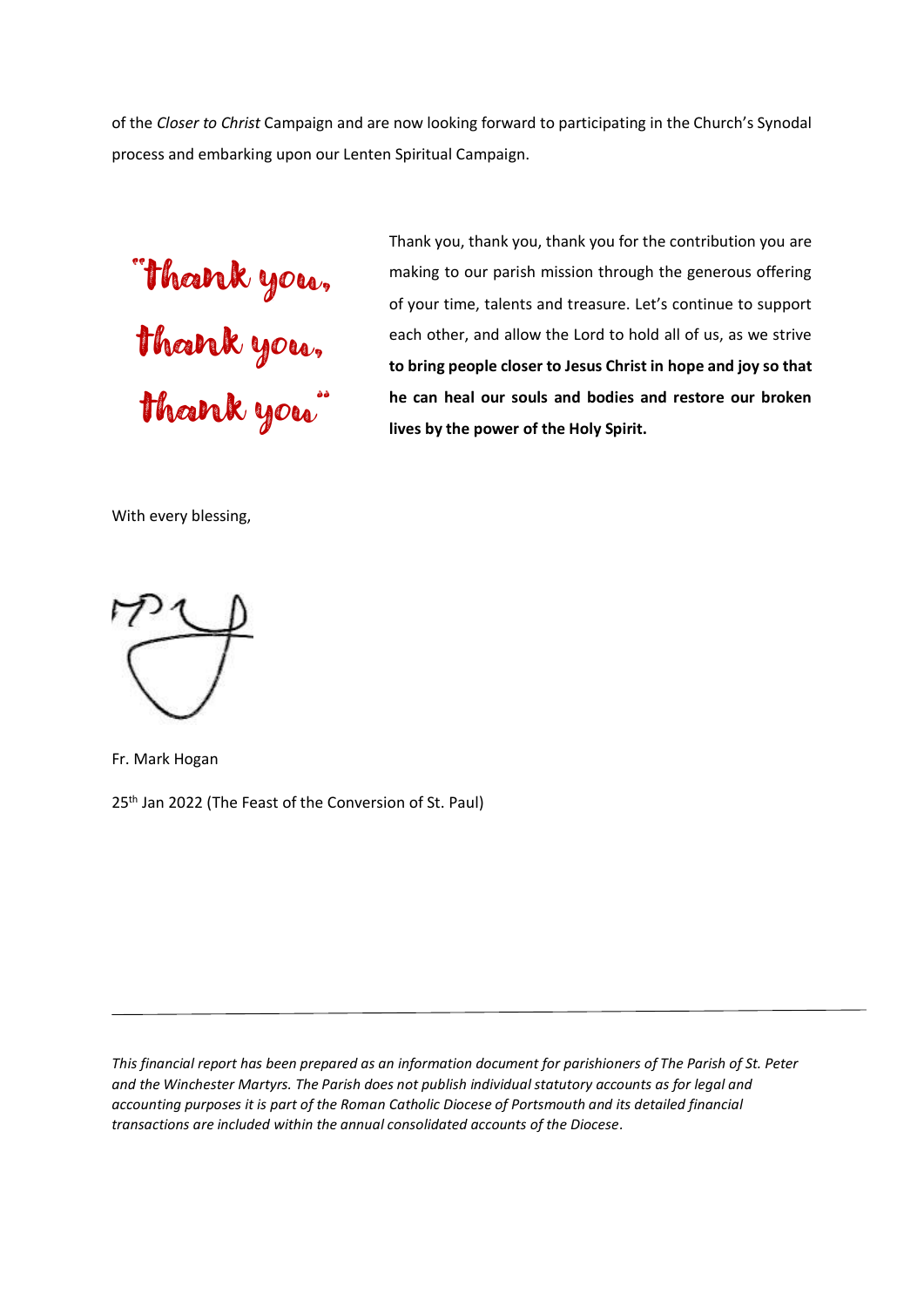of the *Closer to Christ* Campaign and are now looking forward to participating in the Church's Synodal process and embarking upon our Lenten Spiritual Campaign.

"thank you, thank you, thank you"

Thank you, thank you, thank you for the contribution you are making to our parish mission through the generous offering of your time, talents and treasure. Let's continue to support each other, and allow the Lord to hold all of us, as we strive **to bring people closer to Jesus Christ in hope and joy so that he can heal our souls and bodies and restore our broken lives by the power of the Holy Spirit.**

With every blessing,

Fr. Mark Hogan

25th Jan 2022 (The Feast of the Conversion of St. Paul)

---

*This financial report has been prepared as an information document for parishioners of The Parish of St. Peter and the Winchester Martyrs. The Parish does not publish individual statutory accounts as for legal and accounting purposes it is part of the Roman Catholic Diocese of Portsmouth and its detailed financial transactions are included within the annual consolidated accounts of the Diocese.*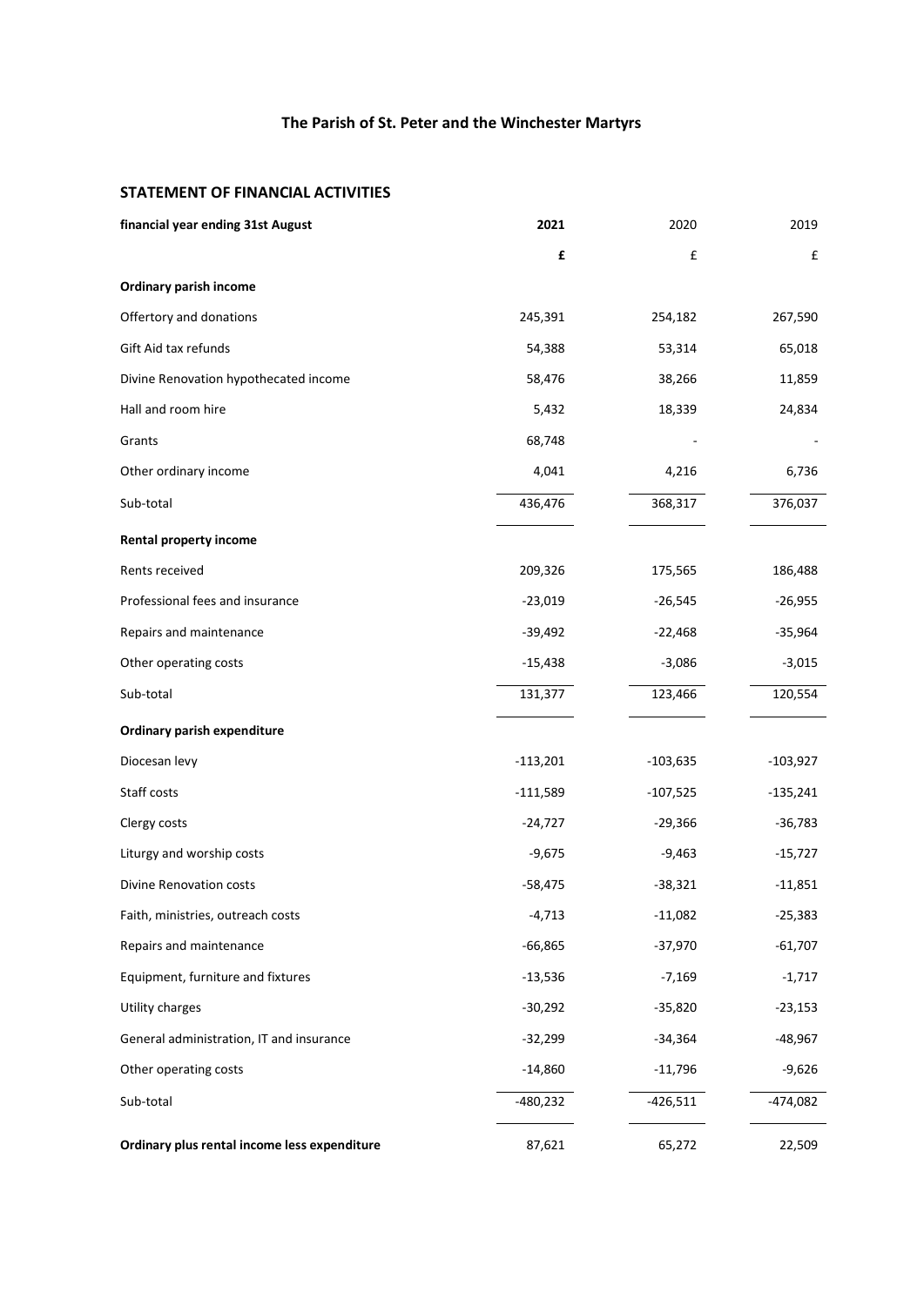# The Parish of St. Peter and the Winchester Martyrs

## STATEMENT OF FINANCIAL ACTIVITIES

| financial year ending 31st August | **2021** | 2020 | 2019 |
|---|---|---|---|
| | **£** | £ | £ |
| **Ordinary parish income** | | | |
| Offertory and donations | 245,391 | 254,182 | 267,590 |
| Gift Aid tax refunds | 54,388 | 53,314 | 65,018 |
| Divine Renovation hypothecated income | 58,476 | 38,266 | 11,859 |
| Hall and room hire | 5,432 | 18,339 | 24,834 |
| Grants | 68,748 | - | - |
| Other ordinary income | 4,041 | 4,216 | 6,736 |
| Sub-total | 436,476 | 368,317 | 376,037 |
| **Rental property income** | | | |
| Rents received | 209,326 | 175,565 | 186,488 |
| Professional fees and insurance | -23,019 | -26,545 | -26,955 |
| Repairs and maintenance | -39,492 | -22,468 | -35,964 |
| Other operating costs | -15,438 | -3,086 | -3,015 |
| Sub-total | 131,377 | 123,466 | 120,554 |
| **Ordinary parish expenditure** | | | |
| Diocesan levy | -113,201 | -103,635 | -103,927 |
| Staff costs | -111,589 | -107,525 | -135,241 |
| Clergy costs | -24,727 | -29,366 | -36,783 |
| Liturgy and worship costs | -9,675 | -9,463 | -15,727 |
| Divine Renovation costs | -58,475 | -38,321 | -11,851 |
| Faith, ministries, outreach costs | -4,713 | -11,082 | -25,383 |
| Repairs and maintenance | -66,865 | -37,970 | -61,707 |
| Equipment, furniture and fixtures | -13,536 | -7,169 | -1,717 |
| Utility charges | -30,292 | -35,820 | -23,153 |
| General administration, IT and insurance | -32,299 | -34,364 | -48,967 |
| Other operating costs | -14,860 | -11,796 | -9,626 |
| Sub-total | -480,232 | -426,511 | -474,082 |
| **Ordinary plus rental income less expenditure** | 87,621 | 65,272 | 22,509 |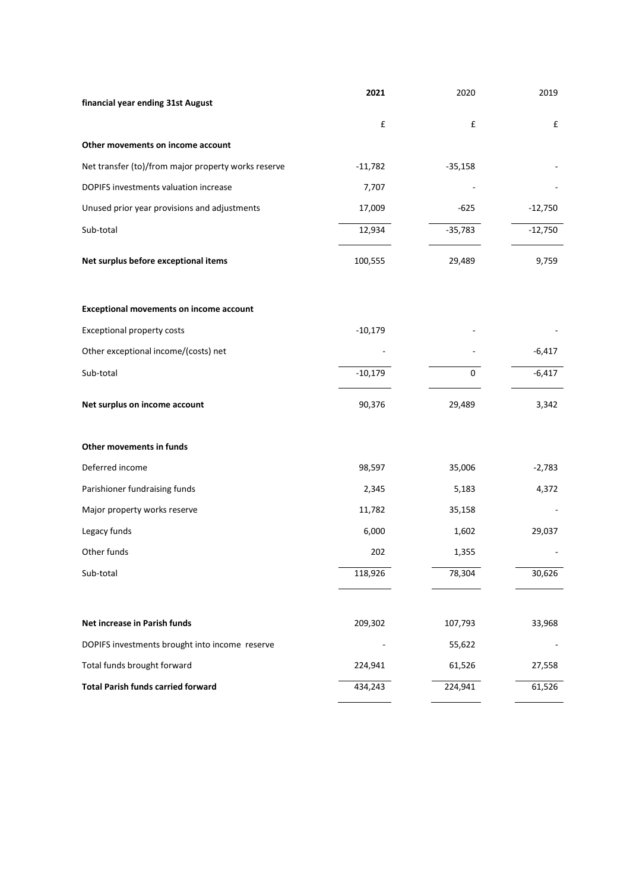| financial year ending 31st August | **2021** | 2020 | 2019 |
|---|---|---|---|
| | £ | £ | £ |
| **Other movements on income account** | | | |
| Net transfer (to)/from major property works reserve | -11,782 | -35,158 | - |
| DOPIFS investments valuation increase | 7,707 | - | - |
| Unused prior year provisions and adjustments | 17,009 | -625 | -12,750 |
| Sub-total | 12,934 | -35,783 | -12,750 |
| **Net surplus before exceptional items** | 100,555 | 29,489 | 9,759 |
| | | | |
| **Exceptional movements on income account** | | | |
| Exceptional property costs | -10,179 | - | - |
| Other exceptional income/(costs) net | - | - | -6,417 |
| Sub-total | -10,179 | 0 | -6,417 |
| **Net surplus on income account** | 90,376 | 29,489 | 3,342 |
| | | | |
| **Other movements in funds** | | | |
| Deferred income | 98,597 | 35,006 | -2,783 |
| Parishioner fundraising funds | 2,345 | 5,183 | 4,372 |
| Major property works reserve | 11,782 | 35,158 | - |
| Legacy funds | 6,000 | 1,602 | 29,037 |
| Other funds | 202 | 1,355 | - |
| Sub-total | 118,926 | 78,304 | 30,626 |
| | | | |
| **Net increase in Parish funds** | 209,302 | 107,793 | 33,968 |
| DOPIFS investments brought into income reserve | - | 55,622 | - |
| Total funds brought forward | 224,941 | 61,526 | 27,558 |
| **Total Parish funds carried forward** | 434,243 | 224,941 | 61,526 |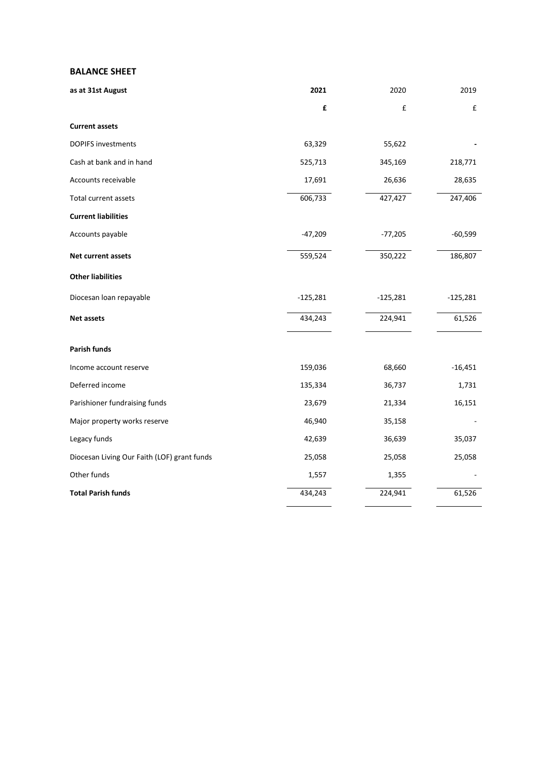## BALANCE SHEET

| as at 31st August | 2021 | 2020 | 2019 |
|---|---|---|---|
| | **£** | £ | £ |
| **Current assets** | | | |
| DOPIFS investments | 63,329 | 55,622 | - |
| Cash at bank and in hand | 525,713 | 345,169 | 218,771 |
| Accounts receivable | 17,691 | 26,636 | 28,635 |
| Total current assets | 606,733 | 427,427 | 247,406 |
| **Current liabilities** | | | |
| Accounts payable | -47,209 | -77,205 | -60,599 |
| **Net current assets** | 559,524 | 350,222 | 186,807 |
| **Other liabilities** | | | |
| Diocesan loan repayable | -125,281 | -125,281 | -125,281 |
| **Net assets** | 434,243 | 224,941 | 61,526 |
| **Parish funds** | | | |
| Income account reserve | 159,036 | 68,660 | -16,451 |
| Deferred income | 135,334 | 36,737 | 1,731 |
| Parishioner fundraising funds | 23,679 | 21,334 | 16,151 |
| Major property works reserve | 46,940 | 35,158 | - |
| Legacy funds | 42,639 | 36,639 | 35,037 |
| Diocesan Living Our Faith (LOF) grant funds | 25,058 | 25,058 | 25,058 |
| Other funds | 1,557 | 1,355 | - |
| **Total Parish funds** | 434,243 | 224,941 | 61,526 |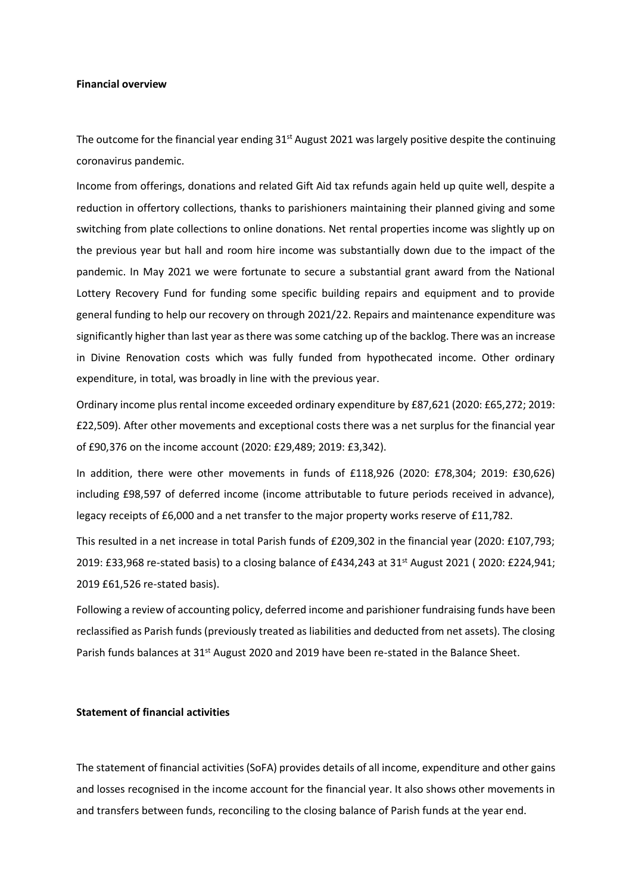**Financial overview**

The outcome for the financial year ending 31st August 2021 was largely positive despite the continuing coronavirus pandemic.

Income from offerings, donations and related Gift Aid tax refunds again held up quite well, despite a reduction in offertory collections, thanks to parishioners maintaining their planned giving and some switching from plate collections to online donations. Net rental properties income was slightly up on the previous year but hall and room hire income was substantially down due to the impact of the pandemic. In May 2021 we were fortunate to secure a substantial grant award from the National Lottery Recovery Fund for funding some specific building repairs and equipment and to provide general funding to help our recovery on through 2021/22. Repairs and maintenance expenditure was significantly higher than last year as there was some catching up of the backlog. There was an increase in Divine Renovation costs which was fully funded from hypothecated income. Other ordinary expenditure, in total, was broadly in line with the previous year.

Ordinary income plus rental income exceeded ordinary expenditure by £87,621 (2020: £65,272; 2019: £22,509). After other movements and exceptional costs there was a net surplus for the financial year of £90,376 on the income account (2020: £29,489; 2019: £3,342).

In addition, there were other movements in funds of £118,926 (2020: £78,304; 2019: £30,626) including £98,597 of deferred income (income attributable to future periods received in advance), legacy receipts of £6,000 and a net transfer to the major property works reserve of £11,782.

This resulted in a net increase in total Parish funds of £209,302 in the financial year (2020: £107,793; 2019: £33,968 re-stated basis) to a closing balance of £434,243 at 31st August 2021 ( 2020: £224,941; 2019 £61,526 re-stated basis).

Following a review of accounting policy, deferred income and parishioner fundraising funds have been reclassified as Parish funds (previously treated as liabilities and deducted from net assets). The closing Parish funds balances at 31st August 2020 and 2019 have been re-stated in the Balance Sheet.

**Statement of financial activities**

The statement of financial activities (SoFA) provides details of all income, expenditure and other gains and losses recognised in the income account for the financial year. It also shows other movements in and transfers between funds, reconciling to the closing balance of Parish funds at the year end.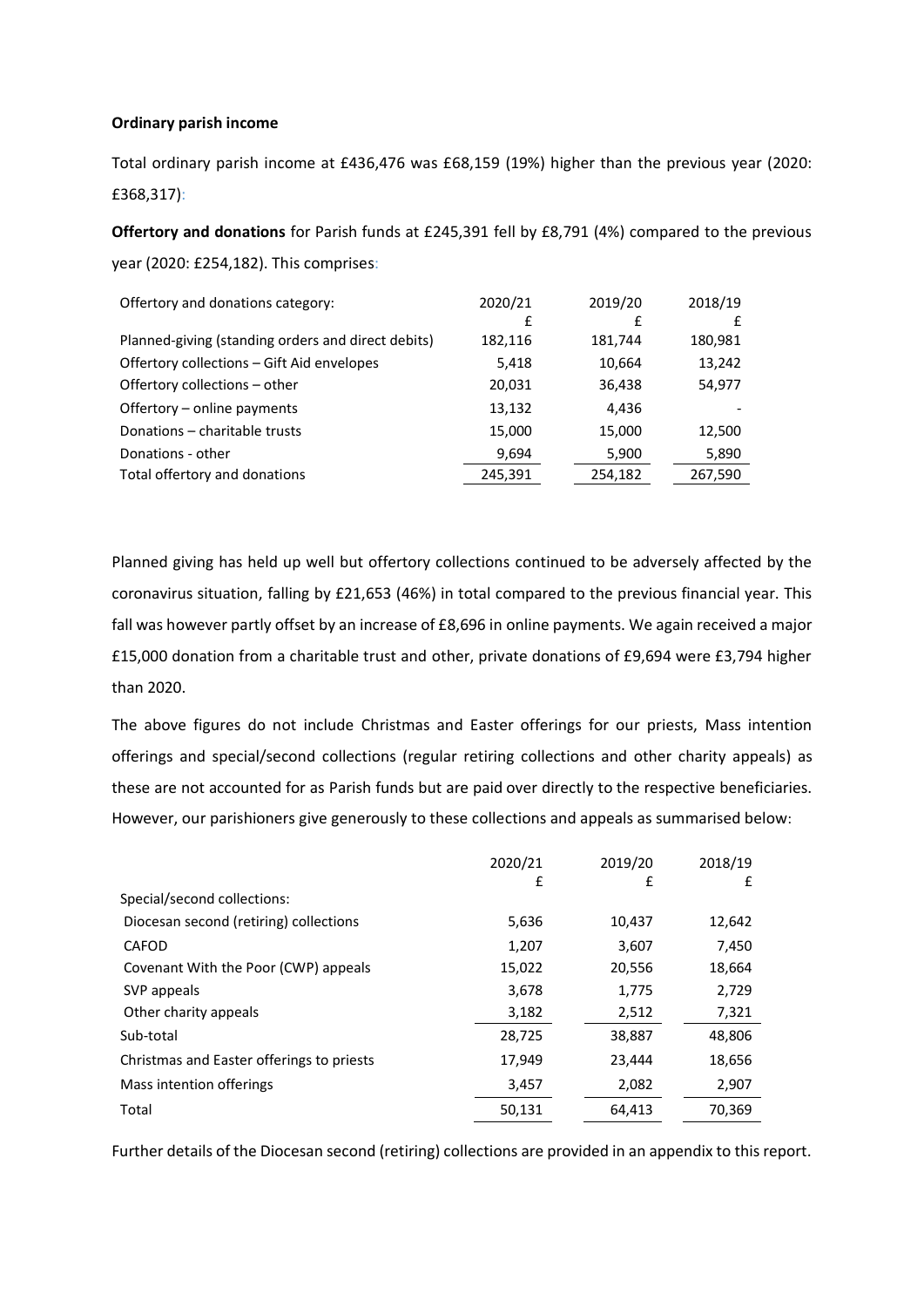**Ordinary parish income**

Total ordinary parish income at £436,476 was £68,159 (19%) higher than the previous year (2020: £368,317):

**Offertory and donations** for Parish funds at £245,391 fell by £8,791 (4%) compared to the previous year (2020: £254,182). This comprises:

| Offertory and donations category: | 2020/21 £ | 2019/20 £ | 2018/19 £ |
|---|---|---|---|
| Planned-giving (standing orders and direct debits) | 182,116 | 181,744 | 180,981 |
| Offertory collections – Gift Aid envelopes | 5,418 | 10,664 | 13,242 |
| Offertory collections – other | 20,031 | 36,438 | 54,977 |
| Offertory – online payments | 13,132 | 4,436 | - |
| Donations – charitable trusts | 15,000 | 15,000 | 12,500 |
| Donations - other | 9,694 | 5,900 | 5,890 |
| Total offertory and donations | 245,391 | 254,182 | 267,590 |

Planned giving has held up well but offertory collections continued to be adversely affected by the coronavirus situation, falling by £21,653 (46%) in total compared to the previous financial year. This fall was however partly offset by an increase of £8,696 in online payments. We again received a major £15,000 donation from a charitable trust and other, private donations of £9,694 were £3,794 higher than 2020.

The above figures do not include Christmas and Easter offerings for our priests, Mass intention offerings and special/second collections (regular retiring collections and other charity appeals) as these are not accounted for as Parish funds but are paid over directly to the respective beneficiaries. However, our parishioners give generously to these collections and appeals as summarised below:

| | 2020/21 £ | 2019/20 £ | 2018/19 £ |
|---|---|---|---|
| Special/second collections: | | | |
| Diocesan second (retiring) collections | 5,636 | 10,437 | 12,642 |
| CAFOD | 1,207 | 3,607 | 7,450 |
| Covenant With the Poor (CWP) appeals | 15,022 | 20,556 | 18,664 |
| SVP appeals | 3,678 | 1,775 | 2,729 |
| Other charity appeals | 3,182 | 2,512 | 7,321 |
| Sub-total | 28,725 | 38,887 | 48,806 |
| Christmas and Easter offerings to priests | 17,949 | 23,444 | 18,656 |
| Mass intention offerings | 3,457 | 2,082 | 2,907 |
| Total | 50,131 | 64,413 | 70,369 |

Further details of the Diocesan second (retiring) collections are provided in an appendix to this report.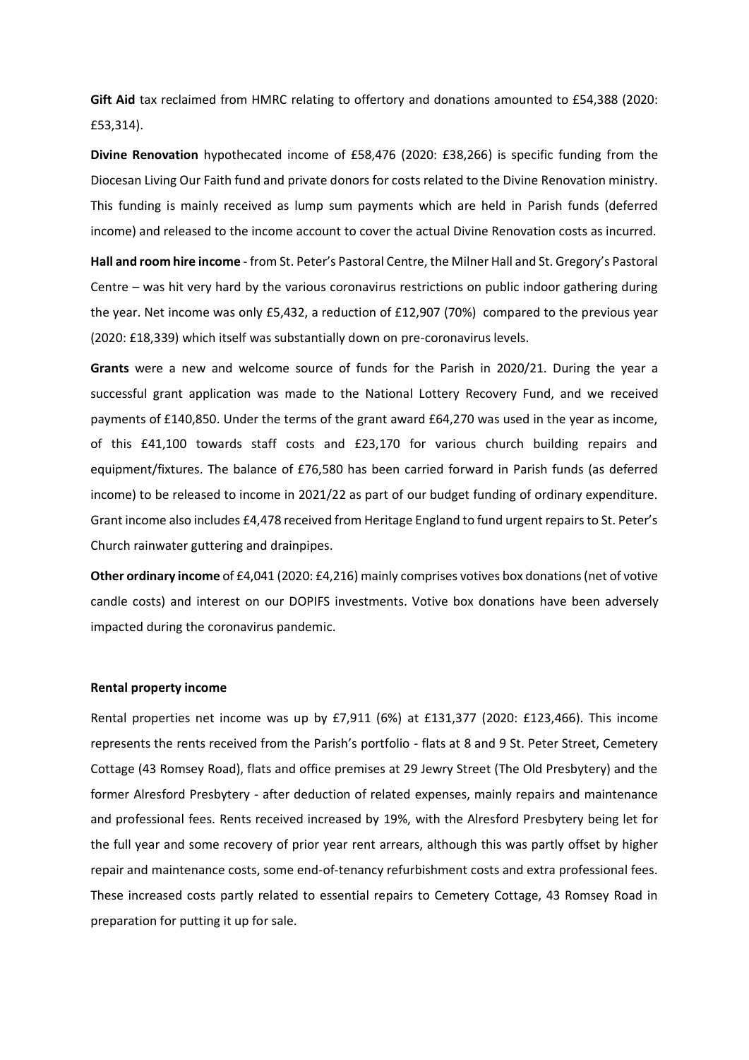**Gift Aid** tax reclaimed from HMRC relating to offertory and donations amounted to £54,388 (2020: £53,314).

**Divine Renovation** hypothecated income of £58,476 (2020: £38,266) is specific funding from the Diocesan Living Our Faith fund and private donors for costs related to the Divine Renovation ministry. This funding is mainly received as lump sum payments which are held in Parish funds (deferred income) and released to the income account to cover the actual Divine Renovation costs as incurred.

**Hall and room hire income** - from St. Peter's Pastoral Centre, the Milner Hall and St. Gregory's Pastoral Centre – was hit very hard by the various coronavirus restrictions on public indoor gathering during the year. Net income was only £5,432, a reduction of £12,907 (70%) compared to the previous year (2020: £18,339) which itself was substantially down on pre-coronavirus levels.

**Grants** were a new and welcome source of funds for the Parish in 2020/21. During the year a successful grant application was made to the National Lottery Recovery Fund, and we received payments of £140,850. Under the terms of the grant award £64,270 was used in the year as income, of this £41,100 towards staff costs and £23,170 for various church building repairs and equipment/fixtures. The balance of £76,580 has been carried forward in Parish funds (as deferred income) to be released to income in 2021/22 as part of our budget funding of ordinary expenditure. Grant income also includes £4,478 received from Heritage England to fund urgent repairs to St. Peter's Church rainwater guttering and drainpipes.

**Other ordinary income** of £4,041 (2020: £4,216) mainly comprises votives box donations (net of votive candle costs) and interest on our DOPIFS investments. Votive box donations have been adversely impacted during the coronavirus pandemic.

**Rental property income**

Rental properties net income was up by £7,911 (6%) at £131,377 (2020: £123,466). This income represents the rents received from the Parish's portfolio - flats at 8 and 9 St. Peter Street, Cemetery Cottage (43 Romsey Road), flats and office premises at 29 Jewry Street (The Old Presbytery) and the former Alresford Presbytery - after deduction of related expenses, mainly repairs and maintenance and professional fees. Rents received increased by 19%, with the Alresford Presbytery being let for the full year and some recovery of prior year rent arrears, although this was partly offset by higher repair and maintenance costs, some end-of-tenancy refurbishment costs and extra professional fees. These increased costs partly related to essential repairs to Cemetery Cottage, 43 Romsey Road in preparation for putting it up for sale.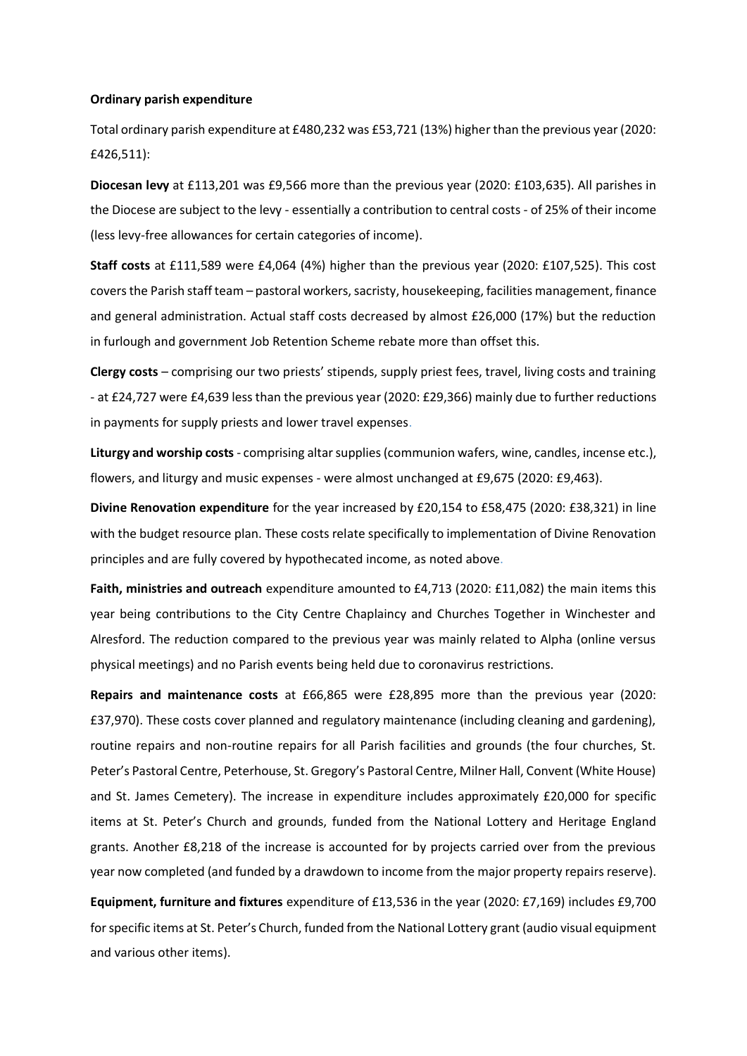**Ordinary parish expenditure**

Total ordinary parish expenditure at £480,232 was £53,721 (13%) higher than the previous year (2020: £426,511):

**Diocesan levy** at £113,201 was £9,566 more than the previous year (2020: £103,635). All parishes in the Diocese are subject to the levy - essentially a contribution to central costs - of 25% of their income (less levy-free allowances for certain categories of income).

**Staff costs** at £111,589 were £4,064 (4%) higher than the previous year (2020: £107,525). This cost covers the Parish staff team – pastoral workers, sacristy, housekeeping, facilities management, finance and general administration. Actual staff costs decreased by almost £26,000 (17%) but the reduction in furlough and government Job Retention Scheme rebate more than offset this.

**Clergy costs** – comprising our two priests' stipends, supply priest fees, travel, living costs and training - at £24,727 were £4,639 less than the previous year (2020: £29,366) mainly due to further reductions in payments for supply priests and lower travel expenses.

**Liturgy and worship costs** - comprising altar supplies (communion wafers, wine, candles, incense etc.), flowers, and liturgy and music expenses - were almost unchanged at £9,675 (2020: £9,463).

**Divine Renovation expenditure** for the year increased by £20,154 to £58,475 (2020: £38,321) in line with the budget resource plan. These costs relate specifically to implementation of Divine Renovation principles and are fully covered by hypothecated income, as noted above.

**Faith, ministries and outreach** expenditure amounted to £4,713 (2020: £11,082) the main items this year being contributions to the City Centre Chaplaincy and Churches Together in Winchester and Alresford. The reduction compared to the previous year was mainly related to Alpha (online versus physical meetings) and no Parish events being held due to coronavirus restrictions.

**Repairs and maintenance costs** at £66,865 were £28,895 more than the previous year (2020: £37,970). These costs cover planned and regulatory maintenance (including cleaning and gardening), routine repairs and non-routine repairs for all Parish facilities and grounds (the four churches, St. Peter's Pastoral Centre, Peterhouse, St. Gregory's Pastoral Centre, Milner Hall, Convent (White House) and St. James Cemetery). The increase in expenditure includes approximately £20,000 for specific items at St. Peter's Church and grounds, funded from the National Lottery and Heritage England grants. Another £8,218 of the increase is accounted for by projects carried over from the previous year now completed (and funded by a drawdown to income from the major property repairs reserve).

**Equipment, furniture and fixtures** expenditure of £13,536 in the year (2020: £7,169) includes £9,700 for specific items at St. Peter's Church, funded from the National Lottery grant (audio visual equipment and various other items).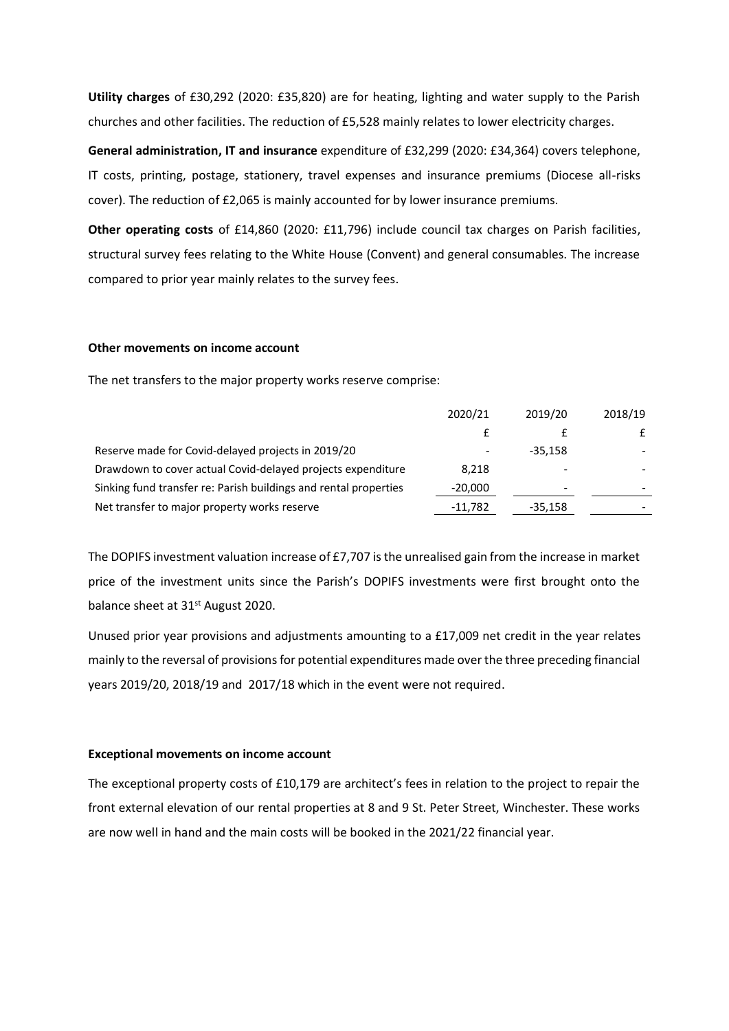**Utility charges** of £30,292 (2020: £35,820) are for heating, lighting and water supply to the Parish churches and other facilities. The reduction of £5,528 mainly relates to lower electricity charges.

**General administration, IT and insurance** expenditure of £32,299 (2020: £34,364) covers telephone, IT costs, printing, postage, stationery, travel expenses and insurance premiums (Diocese all-risks cover). The reduction of £2,065 is mainly accounted for by lower insurance premiums.

**Other operating costs** of £14,860 (2020: £11,796) include council tax charges on Parish facilities, structural survey fees relating to the White House (Convent) and general consumables. The increase compared to prior year mainly relates to the survey fees.

#### Other movements on income account

The net transfers to the major property works reserve comprise:

| | 2020/21 | 2019/20 | 2018/19 |
|---|---|---|---|
| | £ | £ | £ |
| Reserve made for Covid-delayed projects in 2019/20 | - | -35,158 | - |
| Drawdown to cover actual Covid-delayed projects expenditure | 8,218 | - | - |
| Sinking fund transfer re: Parish buildings and rental properties | -20,000 | - | - |
| Net transfer to major property works reserve | -11,782 | -35,158 | - |

The DOPIFS investment valuation increase of £7,707 is the unrealised gain from the increase in market price of the investment units since the Parish's DOPIFS investments were first brought onto the balance sheet at 31st August 2020.

Unused prior year provisions and adjustments amounting to a £17,009 net credit in the year relates mainly to the reversal of provisions for potential expenditures made over the three preceding financial years 2019/20, 2018/19 and 2017/18 which in the event were not required.

#### Exceptional movements on income account

The exceptional property costs of £10,179 are architect's fees in relation to the project to repair the front external elevation of our rental properties at 8 and 9 St. Peter Street, Winchester. These works are now well in hand and the main costs will be booked in the 2021/22 financial year.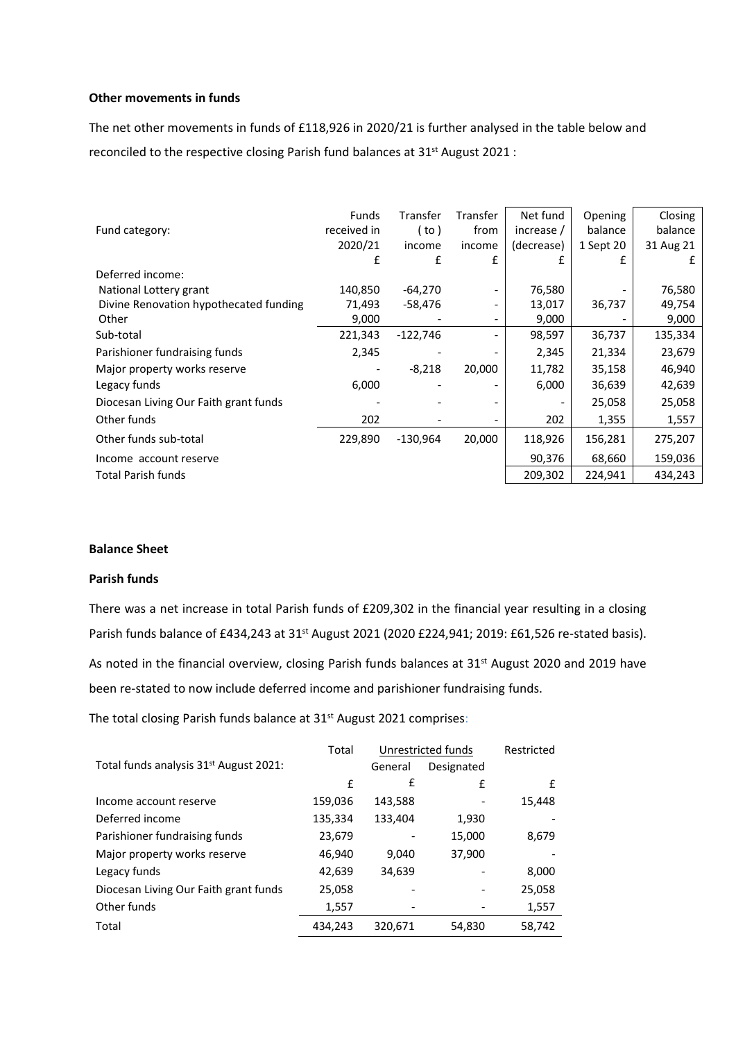**Other movements in funds**

The net other movements in funds of £118,926 in 2020/21 is further analysed in the table below and reconciled to the respective closing Parish fund balances at 31st August 2021 :

| Fund category: | Funds received in 2020/21 £ | Transfer ( to ) income £ | Transfer from income £ | Net fund increase / (decrease) £ | Opening balance 1 Sept 20 £ | Closing balance 31 Aug 21 £ |
|---|---|---|---|---|---|---|
| Deferred income: | | | | | | |
| National Lottery grant | 140,850 | -64,270 | - | 76,580 | - | 76,580 |
| Divine Renovation hypothecated funding | 71,493 | -58,476 | - | 13,017 | 36,737 | 49,754 |
| Other | 9,000 | - | - | 9,000 | - | 9,000 |
| Sub-total | 221,343 | -122,746 | - | 98,597 | 36,737 | 135,334 |
| Parishioner fundraising funds | 2,345 | - | - | 2,345 | 21,334 | 23,679 |
| Major property works reserve | - | -8,218 | 20,000 | 11,782 | 35,158 | 46,940 |
| Legacy funds | 6,000 | - | - | 6,000 | 36,639 | 42,639 |
| Diocesan Living Our Faith grant funds | - | - | - | - | 25,058 | 25,058 |
| Other funds | 202 | - | - | 202 | 1,355 | 1,557 |
| Other funds sub-total | 229,890 | -130,964 | 20,000 | 118,926 | 156,281 | 275,207 |
| Income account reserve | | | | 90,376 | 68,660 | 159,036 |
| Total Parish funds | | | | 209,302 | 224,941 | 434,243 |

**Balance Sheet**

**Parish funds**

There was a net increase in total Parish funds of £209,302 in the financial year resulting in a closing Parish funds balance of £434,243 at 31st August 2021 (2020 £224,941; 2019: £61,526 re-stated basis).

As noted in the financial overview, closing Parish funds balances at 31st August 2020 and 2019 have been re-stated to now include deferred income and parishioner fundraising funds.

The total closing Parish funds balance at 31st August 2021 comprises:

| Total funds analysis 31st August 2021: | Total | Unrestricted funds | | Restricted |
|---|---|---|---|---|
| | | General | Designated | |
| | £ | £ | £ | £ |
| Income account reserve | 159,036 | 143,588 | - | 15,448 |
| Deferred income | 135,334 | 133,404 | 1,930 | - |
| Parishioner fundraising funds | 23,679 | - | 15,000 | 8,679 |
| Major property works reserve | 46,940 | 9,040 | 37,900 | - |
| Legacy funds | 42,639 | 34,639 | - | 8,000 |
| Diocesan Living Our Faith grant funds | 25,058 | - | - | 25,058 |
| Other funds | 1,557 | - | - | 1,557 |
| Total | 434,243 | 320,671 | 54,830 | 58,742 |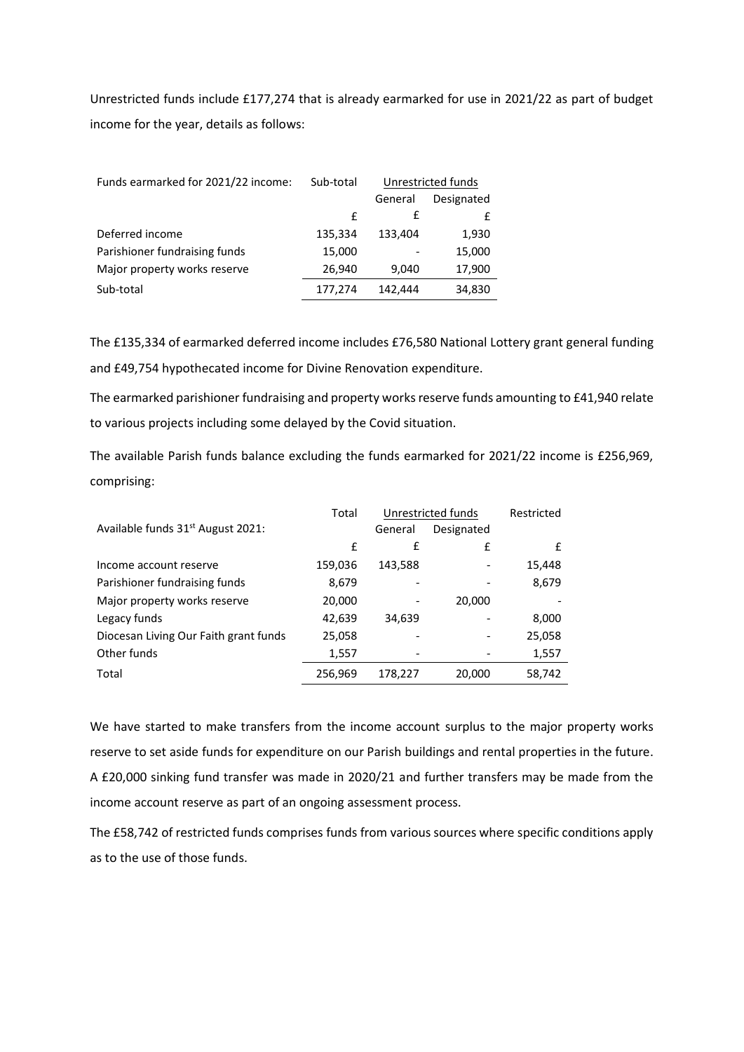Unrestricted funds include £177,274 that is already earmarked for use in 2021/22 as part of budget income for the year, details as follows:

| Funds earmarked for 2021/22 income: | Sub-total | Unrestricted funds | |
|---|---|---|---|
| | | General | Designated |
| | £ | £ | £ |
| Deferred income | 135,334 | 133,404 | 1,930 |
| Parishioner fundraising funds | 15,000 | - | 15,000 |
| Major property works reserve | 26,940 | 9,040 | 17,900 |
| Sub-total | 177,274 | 142,444 | 34,830 |

The £135,334 of earmarked deferred income includes £76,580 National Lottery grant general funding and £49,754 hypothecated income for Divine Renovation expenditure.

The earmarked parishioner fundraising and property works reserve funds amounting to £41,940 relate to various projects including some delayed by the Covid situation.

The available Parish funds balance excluding the funds earmarked for 2021/22 income is £256,969, comprising:

| Available funds 31st August 2021: | Total | Unrestricted funds | | Restricted |
|---|---|---|---|---|
| | | General | Designated | |
| | £ | £ | £ | £ |
| Income account reserve | 159,036 | 143,588 | - | 15,448 |
| Parishioner fundraising funds | 8,679 | - | - | 8,679 |
| Major property works reserve | 20,000 | - | 20,000 | - |
| Legacy funds | 42,639 | 34,639 | - | 8,000 |
| Diocesan Living Our Faith grant funds | 25,058 | - | - | 25,058 |
| Other funds | 1,557 | - | - | 1,557 |
| Total | 256,969 | 178,227 | 20,000 | 58,742 |

We have started to make transfers from the income account surplus to the major property works reserve to set aside funds for expenditure on our Parish buildings and rental properties in the future. A £20,000 sinking fund transfer was made in 2020/21 and further transfers may be made from the income account reserve as part of an ongoing assessment process.

The £58,742 of restricted funds comprises funds from various sources where specific conditions apply as to the use of those funds.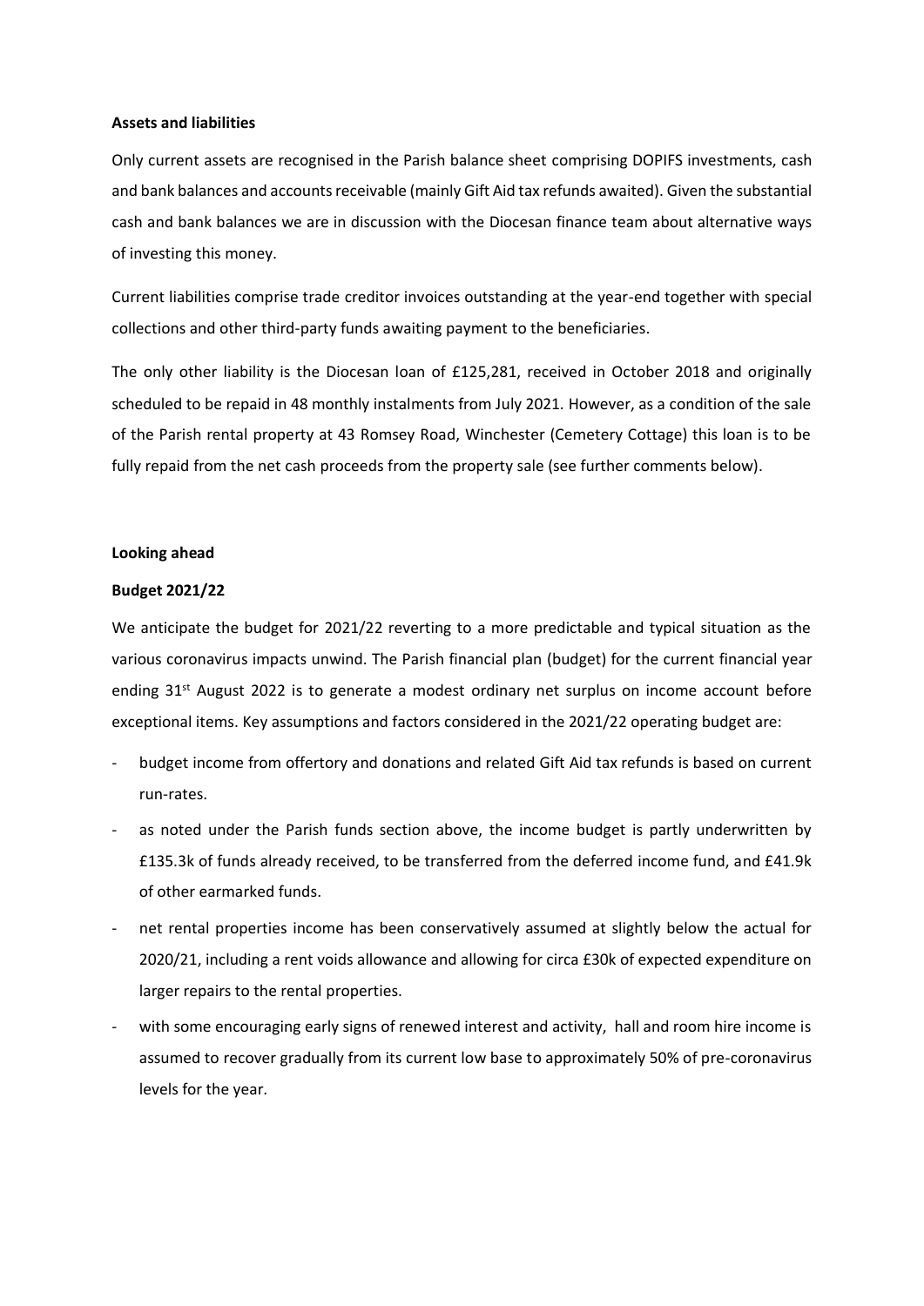**Assets and liabilities**

Only current assets are recognised in the Parish balance sheet comprising DOPIFS investments, cash and bank balances and accounts receivable (mainly Gift Aid tax refunds awaited). Given the substantial cash and bank balances we are in discussion with the Diocesan finance team about alternative ways of investing this money.

Current liabilities comprise trade creditor invoices outstanding at the year-end together with special collections and other third-party funds awaiting payment to the beneficiaries.

The only other liability is the Diocesan loan of £125,281, received in October 2018 and originally scheduled to be repaid in 48 monthly instalments from July 2021. However, as a condition of the sale of the Parish rental property at 43 Romsey Road, Winchester (Cemetery Cottage) this loan is to be fully repaid from the net cash proceeds from the property sale (see further comments below).

**Looking ahead**

**Budget 2021/22**

We anticipate the budget for 2021/22 reverting to a more predictable and typical situation as the various coronavirus impacts unwind. The Parish financial plan (budget) for the current financial year ending 31st August 2022 is to generate a modest ordinary net surplus on income account before exceptional items. Key assumptions and factors considered in the 2021/22 operating budget are:

- budget income from offertory and donations and related Gift Aid tax refunds is based on current run-rates.
- as noted under the Parish funds section above, the income budget is partly underwritten by £135.3k of funds already received, to be transferred from the deferred income fund, and £41.9k of other earmarked funds.
- net rental properties income has been conservatively assumed at slightly below the actual for 2020/21, including a rent voids allowance and allowing for circa £30k of expected expenditure on larger repairs to the rental properties.
- with some encouraging early signs of renewed interest and activity, hall and room hire income is assumed to recover gradually from its current low base to approximately 50% of pre-coronavirus levels for the year.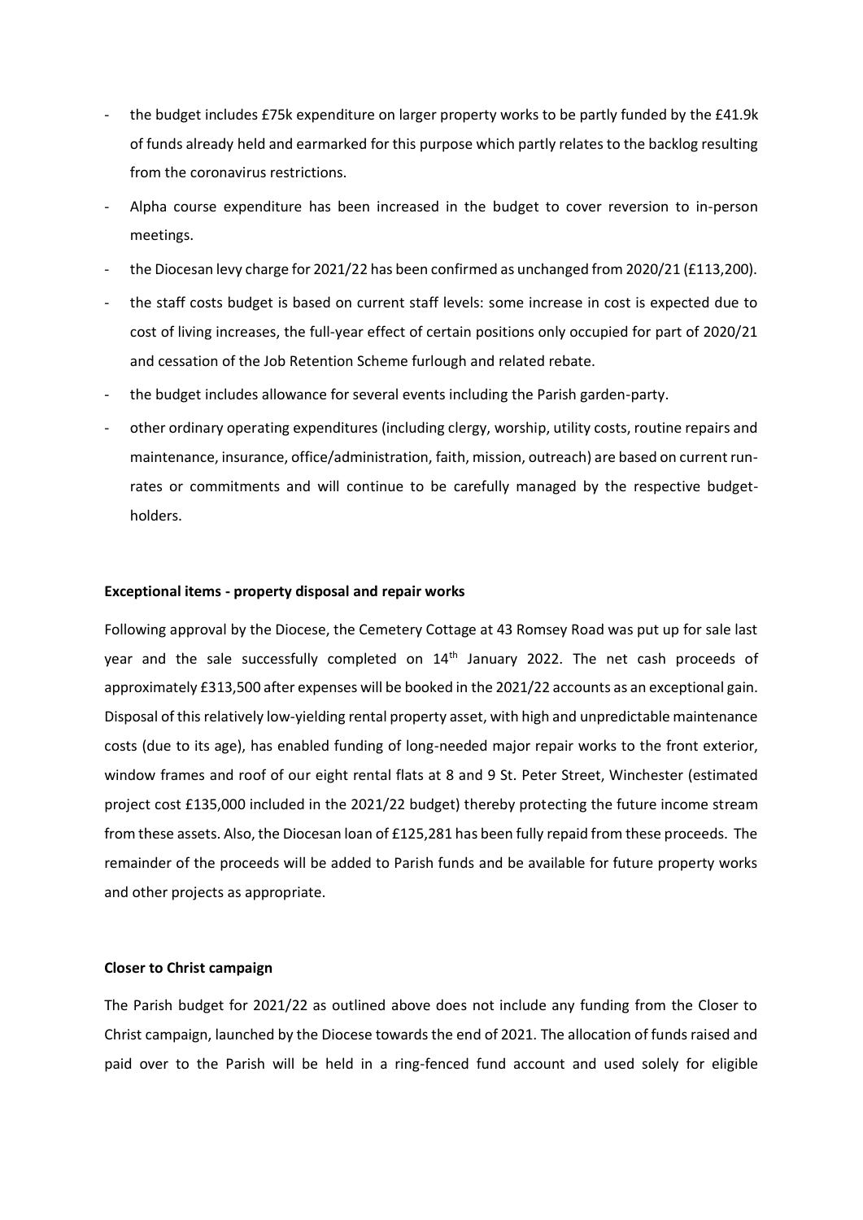- the budget includes £75k expenditure on larger property works to be partly funded by the £41.9k of funds already held and earmarked for this purpose which partly relates to the backlog resulting from the coronavirus restrictions.
- Alpha course expenditure has been increased in the budget to cover reversion to in-person meetings.
- the Diocesan levy charge for 2021/22 has been confirmed as unchanged from 2020/21 (£113,200).
- the staff costs budget is based on current staff levels: some increase in cost is expected due to cost of living increases, the full-year effect of certain positions only occupied for part of 2020/21 and cessation of the Job Retention Scheme furlough and related rebate.
- the budget includes allowance for several events including the Parish garden-party.
- other ordinary operating expenditures (including clergy, worship, utility costs, routine repairs and maintenance, insurance, office/administration, faith, mission, outreach) are based on current run-rates or commitments and will continue to be carefully managed by the respective budget-holders.

**Exceptional items - property disposal and repair works**

Following approval by the Diocese, the Cemetery Cottage at 43 Romsey Road was put up for sale last year and the sale successfully completed on 14th January 2022. The net cash proceeds of approximately £313,500 after expenses will be booked in the 2021/22 accounts as an exceptional gain. Disposal of this relatively low-yielding rental property asset, with high and unpredictable maintenance costs (due to its age), has enabled funding of long-needed major repair works to the front exterior, window frames and roof of our eight rental flats at 8 and 9 St. Peter Street, Winchester (estimated project cost £135,000 included in the 2021/22 budget) thereby protecting the future income stream from these assets. Also, the Diocesan loan of £125,281 has been fully repaid from these proceeds. The remainder of the proceeds will be added to Parish funds and be available for future property works and other projects as appropriate.

**Closer to Christ campaign**

The Parish budget for 2021/22 as outlined above does not include any funding from the Closer to Christ campaign, launched by the Diocese towards the end of 2021. The allocation of funds raised and paid over to the Parish will be held in a ring-fenced fund account and used solely for eligible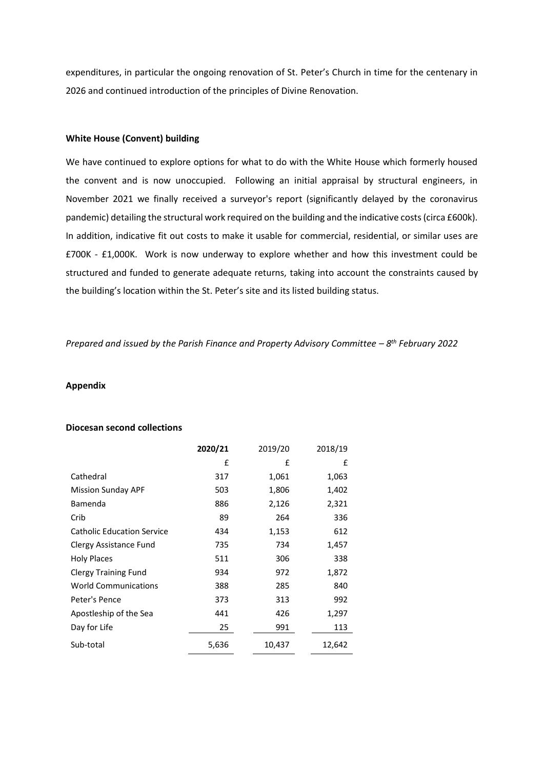expenditures, in particular the ongoing renovation of St. Peter's Church in time for the centenary in 2026 and continued introduction of the principles of Divine Renovation.

**White House (Convent) building**

We have continued to explore options for what to do with the White House which formerly housed the convent and is now unoccupied. Following an initial appraisal by structural engineers, in November 2021 we finally received a surveyor's report (significantly delayed by the coronavirus pandemic) detailing the structural work required on the building and the indicative costs (circa £600k). In addition, indicative fit out costs to make it usable for commercial, residential, or similar uses are £700K - £1,000K. Work is now underway to explore whether and how this investment could be structured and funded to generate adequate returns, taking into account the constraints caused by the building's location within the St. Peter's site and its listed building status.

*Prepared and issued by the Parish Finance and Property Advisory Committee – 8th February 2022*

**Appendix**

**Diocesan second collections**

| | **2020/21** | 2019/20 | 2018/19 |
|---|---|---|---|
| | £ | £ | £ |
| Cathedral | 317 | 1,061 | 1,063 |
| Mission Sunday APF | 503 | 1,806 | 1,402 |
| Bamenda | 886 | 2,126 | 2,321 |
| Crib | 89 | 264 | 336 |
| Catholic Education Service | 434 | 1,153 | 612 |
| Clergy Assistance Fund | 735 | 734 | 1,457 |
| Holy Places | 511 | 306 | 338 |
| Clergy Training Fund | 934 | 972 | 1,872 |
| World Communications | 388 | 285 | 840 |
| Peter's Pence | 373 | 313 | 992 |
| Apostleship of the Sea | 441 | 426 | 1,297 |
| Day for Life | 25 | 991 | 113 |
| Sub-total | 5,636 | 10,437 | 12,642 |